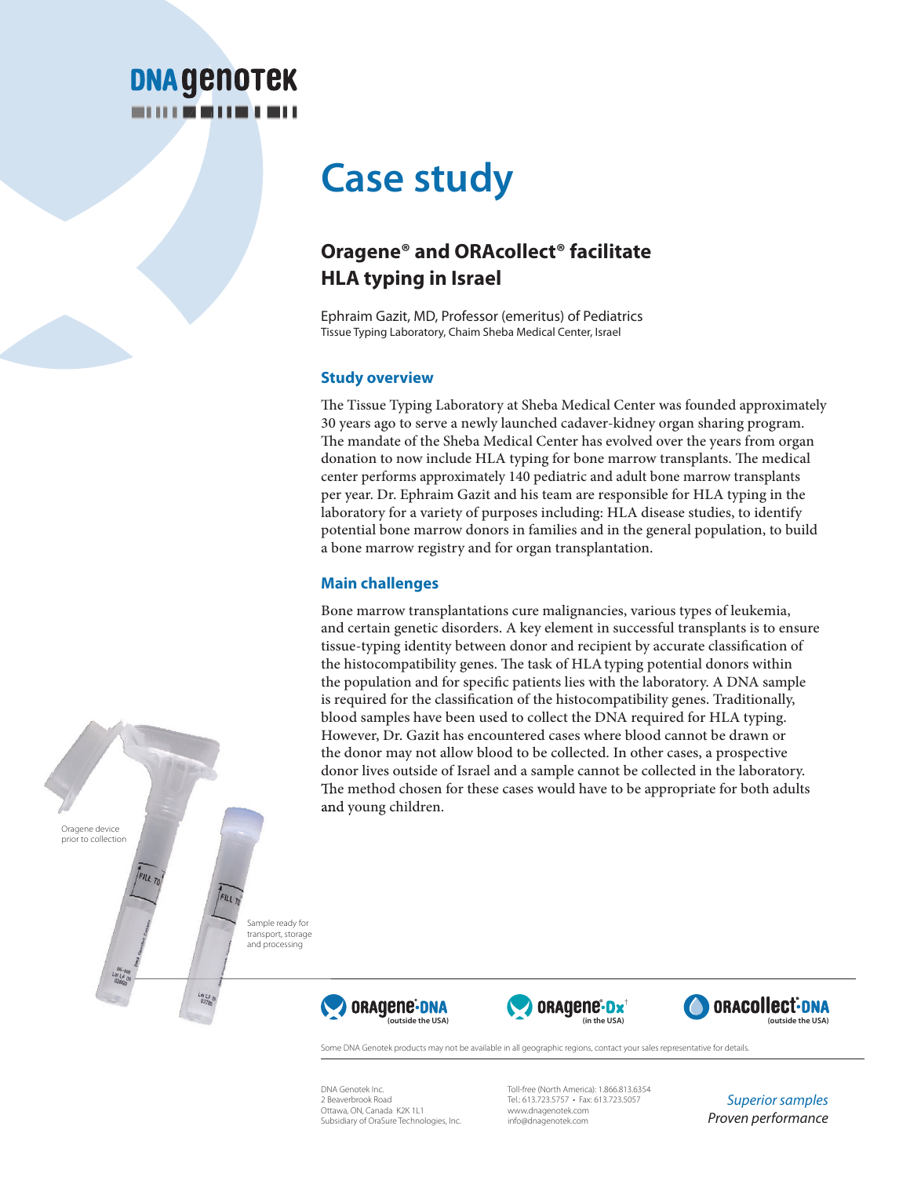# Case study

## Oragene® and ORAcollect® facilitate HLA typing in Israel

Ephraim Gazit, MD, Professor (emeritus) of Pediatrics
Tissue Typing Laboratory, Chaim Sheba Medical Center, Israel

### Study overview

The Tissue Typing Laboratory at Sheba Medical Center was founded approximately 30 years ago to serve a newly launched cadaver-kidney organ sharing program. The mandate of the Sheba Medical Center has evolved over the years from organ donation to now include HLA typing for bone marrow transplants. The medical center performs approximately 140 pediatric and adult bone marrow transplants per year. Dr. Ephraim Gazit and his team are responsible for HLA typing in the laboratory for a variety of purposes including: HLA disease studies, to identify potential bone marrow donors in families and in the general population, to build a bone marrow registry and for organ transplantation.

### Main challenges

Bone marrow transplantations cure malignancies, various types of leukemia, and certain genetic disorders. A key element in successful transplants is to ensure tissue-typing identity between donor and recipient by accurate classification of the histocompatibility genes. The task of HLA typing potential donors within the population and for specific patients lies with the laboratory. A DNA sample is required for the classification of the histocompatibility genes. Traditionally, blood samples have been used to collect the DNA required for HLA typing. However, Dr. Gazit has encountered cases where blood cannot be drawn or the donor may not allow blood to be collected. In other cases, a prospective donor lives outside of Israel and a sample cannot be collected in the laboratory. The method chosen for these cases would have to be appropriate for both adults and young children.

Oragene device prior to collection

Sample ready for transport, storage and processing

Oragene-DNA (outside the USA) · Oragene-Dx† (in the USA) · ORAcollect-DNA (outside the USA)

Some DNA Genotek products may not be available in all geographic regions, contact your sales representative for details.

DNA Genotek Inc.
2 Beaverbrook Road
Ottawa, ON, Canada K2K 1L1
Subsidiary of OraSure Technologies, Inc.

Toll-free (North America): 1.866.813.6354
Tel.: 613.723.5757 • Fax: 613.723.5057
www.dnagenotek.com
info@dnagenotek.com

*Superior samples*
*Proven performance*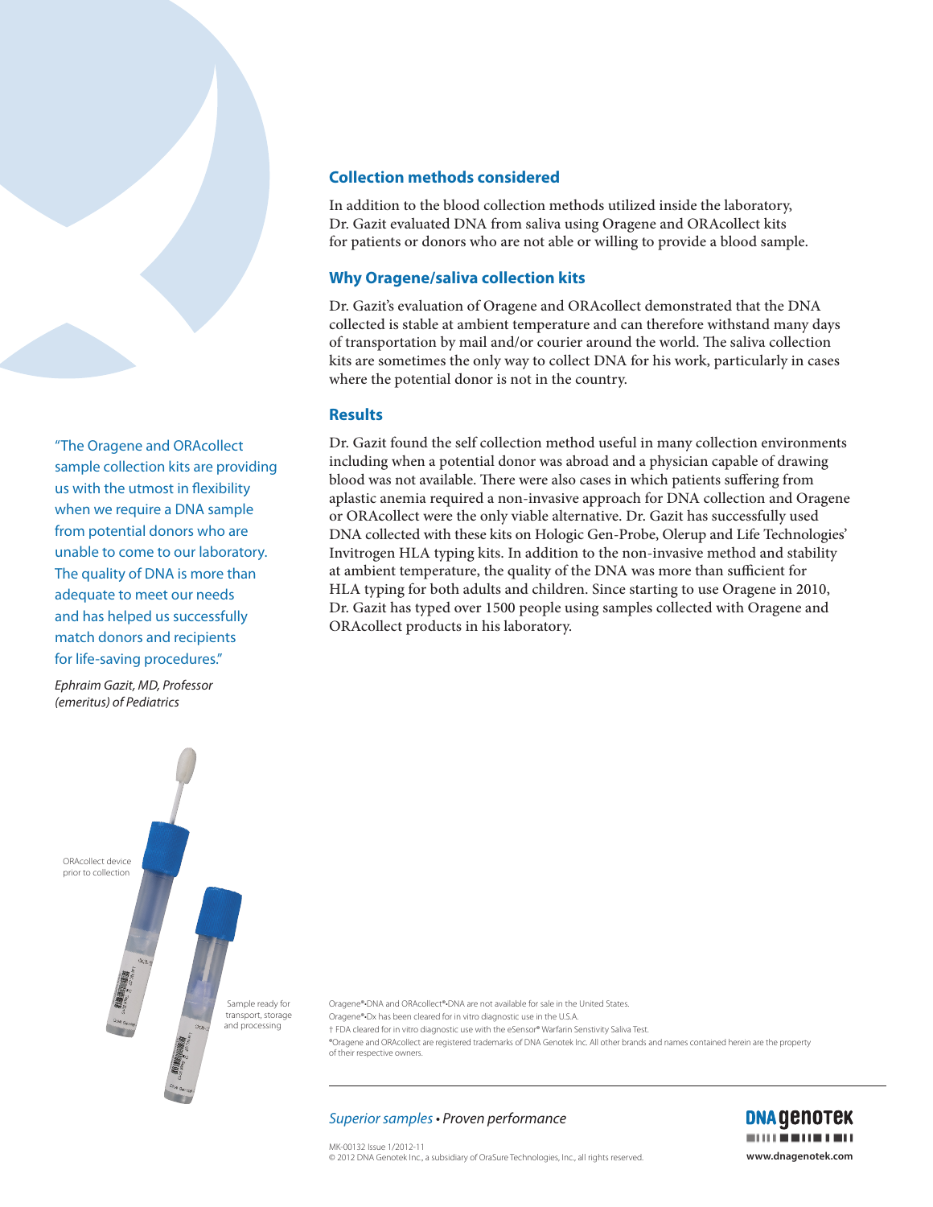"The Oragene and ORAcollect sample collection kits are providing us with the utmost in flexibility when we require a DNA sample from potential donors who are unable to come to our laboratory. The quality of DNA is more than adequate to meet our needs and has helped us successfully match donors and recipients for life-saving procedures."

*Ephraim Gazit, MD, Professor (emeritus) of Pediatrics*

## Collection methods considered

In addition to the blood collection methods utilized inside the laboratory, Dr. Gazit evaluated DNA from saliva using Oragene and ORAcollect kits for patients or donors who are not able or willing to provide a blood sample.

## Why Oragene/saliva collection kits

Dr. Gazit's evaluation of Oragene and ORAcollect demonstrated that the DNA collected is stable at ambient temperature and can therefore withstand many days of transportation by mail and/or courier around the world. The saliva collection kits are sometimes the only way to collect DNA for his work, particularly in cases where the potential donor is not in the country.

## Results

Dr. Gazit found the self collection method useful in many collection environments including when a potential donor was abroad and a physician capable of drawing blood was not available. There were also cases in which patients suffering from aplastic anemia required a non-invasive approach for DNA collection and Oragene or ORAcollect were the only viable alternative. Dr. Gazit has successfully used DNA collected with these kits on Hologic Gen-Probe, Olerup and Life Technologies' Invitrogen HLA typing kits. In addition to the non-invasive method and stability at ambient temperature, the quality of the DNA was more than sufficient for HLA typing for both adults and children. Since starting to use Oragene in 2010, Dr. Gazit has typed over 1500 people using samples collected with Oragene and ORAcollect products in his laboratory.

ORAcollect device prior to collection

Sample ready for transport, storage and processing

Oragene®•DNA and ORAcollect®•DNA are not available for sale in the United States.
Oragene®•Dx has been cleared for in vitro diagnostic use in the U.S.A.
† FDA cleared for in vitro diagnostic use with the eSensor® Warfarin Senstivity Saliva Test.
®Oragene and ORAcollect are registered trademarks of DNA Genotek Inc. All other brands and names contained herein are the property of their respective owners.

*Superior samples • Proven performance*

MK-00132 Issue 1/2012-11
© 2012 DNA Genotek Inc., a subsidiary of OraSure Technologies, Inc., all rights reserved.

DNA genotek

www.dnagenotek.com